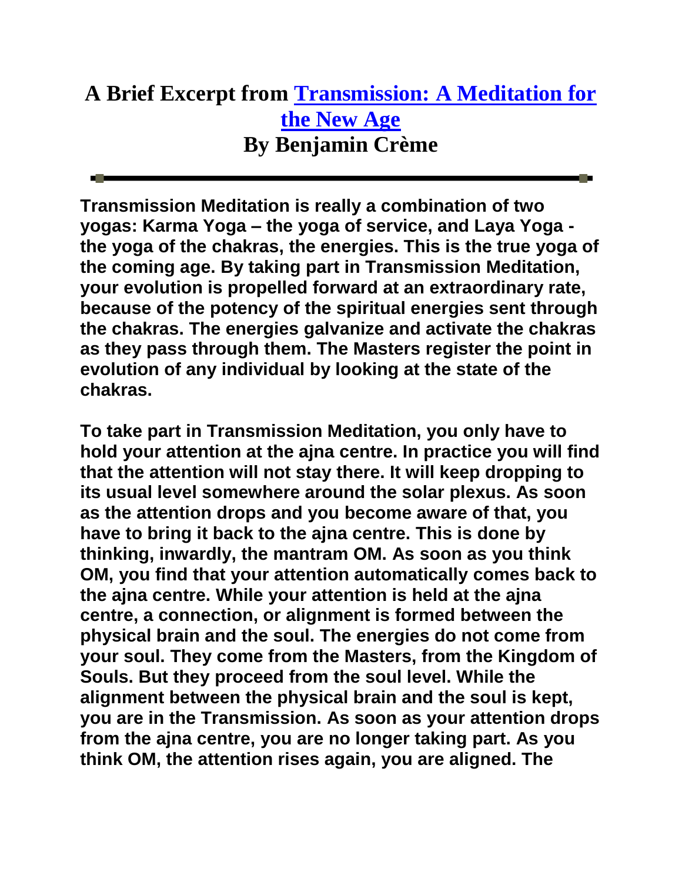# A Brief Excerpt from Transmission: A Meditation for the New Age
## By Benjamin Crème

---

**Transmission Meditation is really a combination of two yogas: Karma Yoga – the yoga of service, and Laya Yoga - the yoga of the chakras, the energies. This is the true yoga of the coming age. By taking part in Transmission Meditation, your evolution is propelled forward at an extraordinary rate, because of the potency of the spiritual energies sent through the chakras. The energies galvanize and activate the chakras as they pass through them. The Masters register the point in evolution of any individual by looking at the state of the chakras.**

**To take part in Transmission Meditation, you only have to hold your attention at the ajna centre. In practice you will find that the attention will not stay there. It will keep dropping to its usual level somewhere around the solar plexus. As soon as the attention drops and you become aware of that, you have to bring it back to the ajna centre. This is done by thinking, inwardly, the mantram OM. As soon as you think OM, you find that your attention automatically comes back to the ajna centre. While your attention is held at the ajna centre, a connection, or alignment is formed between the physical brain and the soul. The energies do not come from your soul. They come from the Masters, from the Kingdom of Souls. But they proceed from the soul level. While the alignment between the physical brain and the soul is kept, you are in the Transmission. As soon as your attention drops from the ajna centre, you are no longer taking part. As you think OM, the attention rises again, you are aligned. The**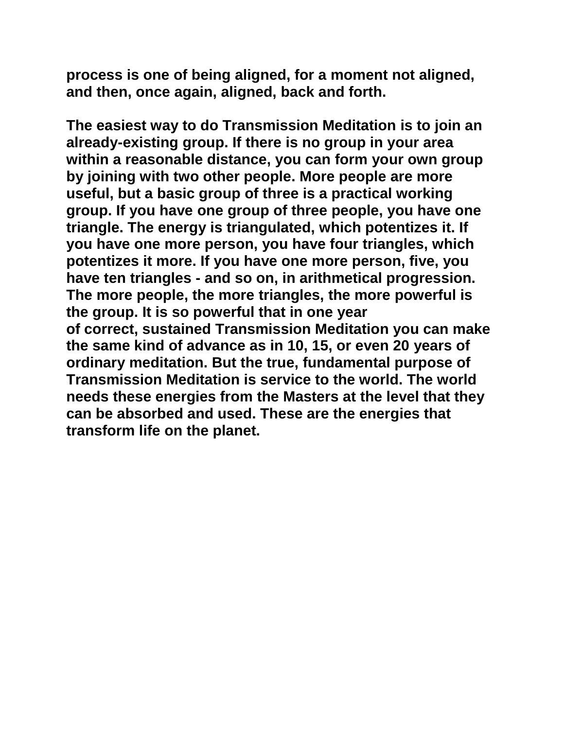**process is one of being aligned, for a moment not aligned, and then, once again, aligned, back and forth.**

**The easiest way to do Transmission Meditation is to join an already-existing group. If there is no group in your area within a reasonable distance, you can form your own group by joining with two other people. More people are more useful, but a basic group of three is a practical working group. If you have one group of three people, you have one triangle. The energy is triangulated, which potentizes it. If you have one more person, you have four triangles, which potentizes it more. If you have one more person, five, you have ten triangles - and so on, in arithmetical progression. The more people, the more triangles, the more powerful is the group. It is so powerful that in one year of correct, sustained Transmission Meditation you can make the same kind of advance as in 10, 15, or even 20 years of ordinary meditation. But the true, fundamental purpose of Transmission Meditation is service to the world. The world needs these energies from the Masters at the level that they can be absorbed and used. These are the energies that transform life on the planet.**